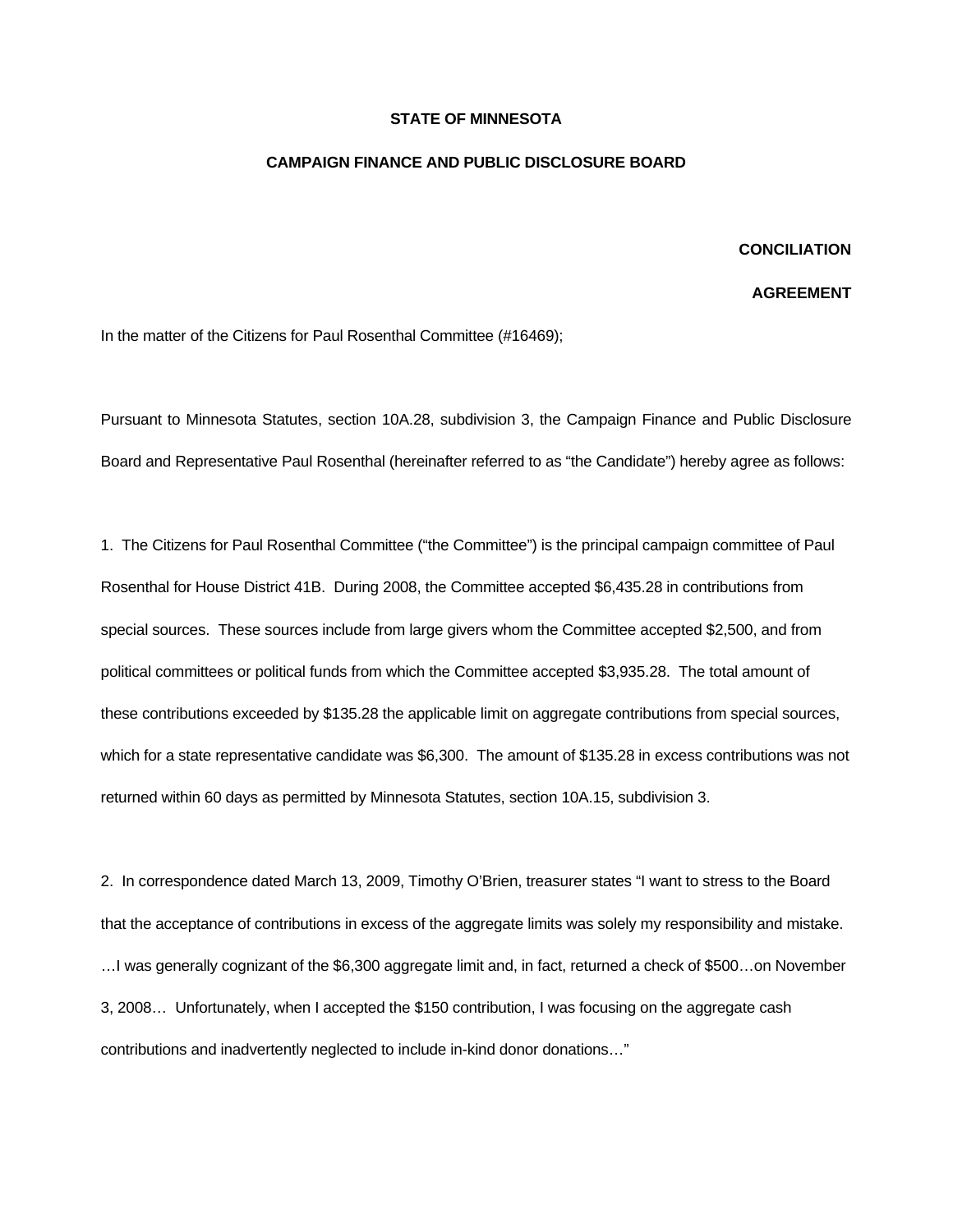**STATE OF MINNESOTA**

**CAMPAIGN FINANCE AND PUBLIC DISCLOSURE BOARD**

**CONCILIATION**

**AGREEMENT**

In the matter of the Citizens for Paul Rosenthal Committee (#16469);

Pursuant to Minnesota Statutes, section 10A.28, subdivision 3, the Campaign Finance and Public Disclosure Board and Representative Paul Rosenthal (hereinafter referred to as "the Candidate") hereby agree as follows:

1. The Citizens for Paul Rosenthal Committee ("the Committee") is the principal campaign committee of Paul Rosenthal for House District 41B. During 2008, the Committee accepted $6,435.28 in contributions from special sources. These sources include from large givers whom the Committee accepted $2,500, and from political committees or political funds from which the Committee accepted $3,935.28. The total amount of these contributions exceeded by $135.28 the applicable limit on aggregate contributions from special sources, which for a state representative candidate was $6,300. The amount of $135.28 in excess contributions was not returned within 60 days as permitted by Minnesota Statutes, section 10A.15, subdivision 3.

2. In correspondence dated March 13, 2009, Timothy O'Brien, treasurer states "I want to stress to the Board that the acceptance of contributions in excess of the aggregate limits was solely my responsibility and mistake. …I was generally cognizant of the $6,300 aggregate limit and, in fact, returned a check of $500…on November 3, 2008… Unfortunately, when I accepted the $150 contribution, I was focusing on the aggregate cash contributions and inadvertently neglected to include in-kind donor donations…"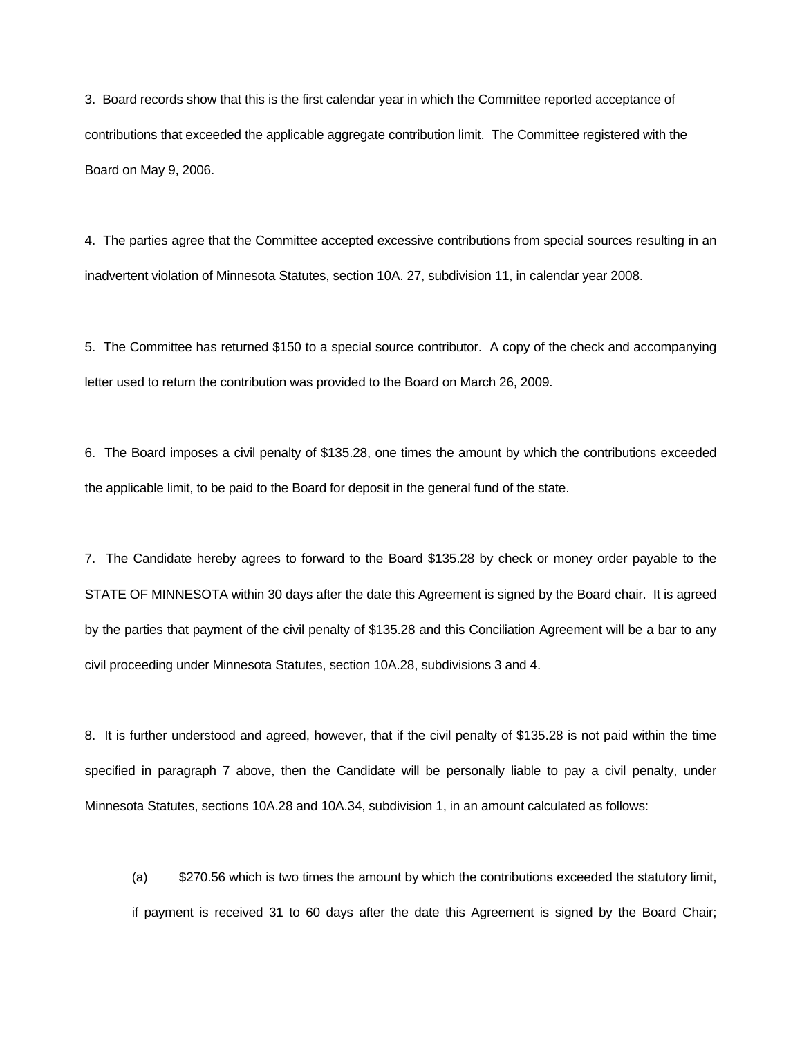3. Board records show that this is the first calendar year in which the Committee reported acceptance of contributions that exceeded the applicable aggregate contribution limit. The Committee registered with the Board on May 9, 2006.

4. The parties agree that the Committee accepted excessive contributions from special sources resulting in an inadvertent violation of Minnesota Statutes, section 10A. 27, subdivision 11, in calendar year 2008.

5. The Committee has returned $150 to a special source contributor. A copy of the check and accompanying letter used to return the contribution was provided to the Board on March 26, 2009.

6. The Board imposes a civil penalty of $135.28, one times the amount by which the contributions exceeded the applicable limit, to be paid to the Board for deposit in the general fund of the state.

7. The Candidate hereby agrees to forward to the Board $135.28 by check or money order payable to the STATE OF MINNESOTA within 30 days after the date this Agreement is signed by the Board chair. It is agreed by the parties that payment of the civil penalty of $135.28 and this Conciliation Agreement will be a bar to any civil proceeding under Minnesota Statutes, section 10A.28, subdivisions 3 and 4.

8. It is further understood and agreed, however, that if the civil penalty of $135.28 is not paid within the time specified in paragraph 7 above, then the Candidate will be personally liable to pay a civil penalty, under Minnesota Statutes, sections 10A.28 and 10A.34, subdivision 1, in an amount calculated as follows:

(a) $270.56 which is two times the amount by which the contributions exceeded the statutory limit, if payment is received 31 to 60 days after the date this Agreement is signed by the Board Chair;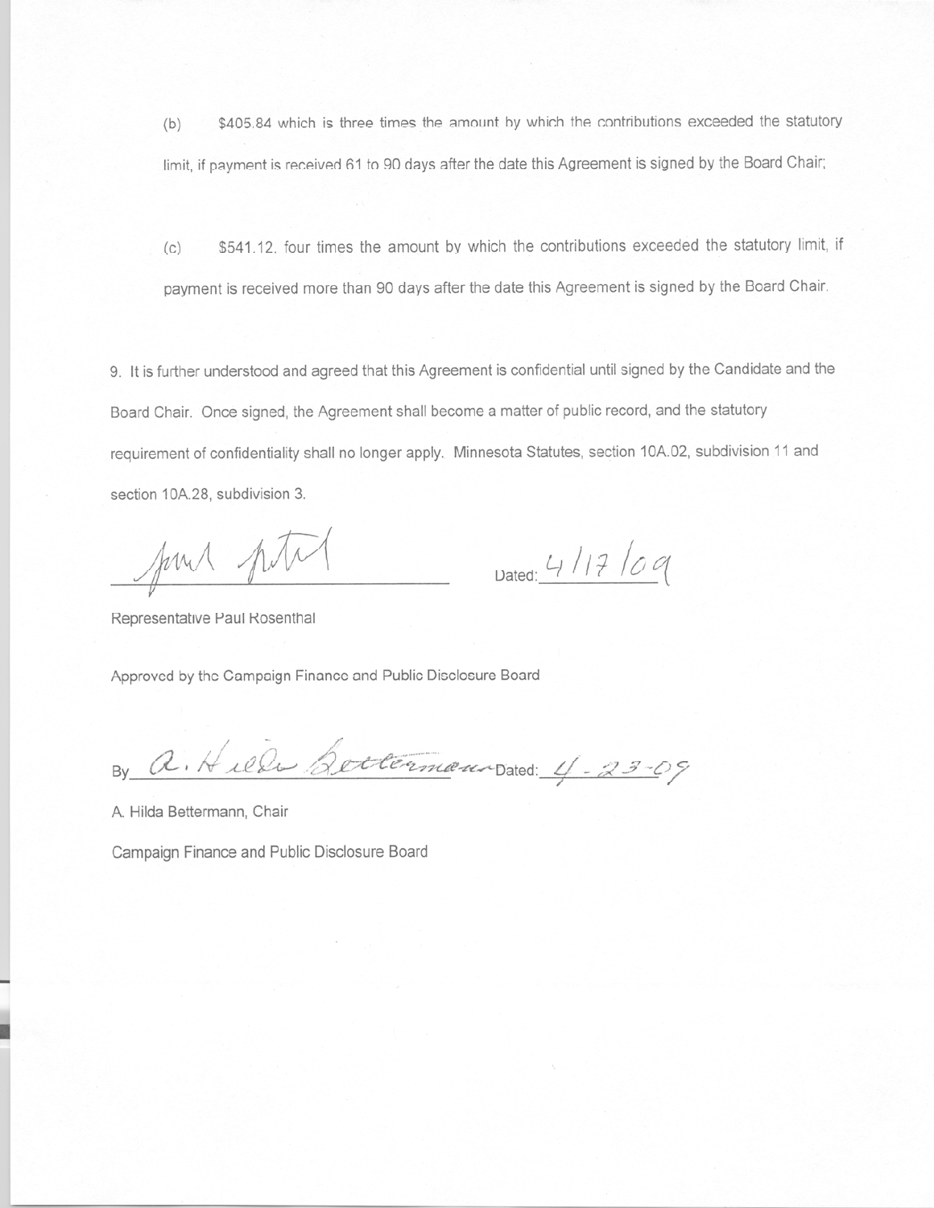(b) $405.84 which is three times the amount by which the contributions exceeded the statutory limit, if payment is received 61 to 90 days after the date this Agreement is signed by the Board Chair;

(c) $541.12. four times the amount by which the contributions exceeded the statutory limit, if payment is received more than 90 days after the date this Agreement is signed by the Board Chair.

9. It is further understood and agreed that this Agreement is confidential until signed by the Candidate and the Board Chair. Once signed, the Agreement shall become a matter of public record, and the statutory requirement of confidentiality shall no longer apply. Minnesota Statutes, section 10A.02, subdivision 11 and section 10A.28, subdivision 3.

_[signature]_ Dated: 4/17/09

Representative Paul Rosenthal

Approved by the Campaign Finance and Public Disclosure Board

By _A. Hilda Bettermann_ Dated: 4-23-09

A. Hilda Bettermann, Chair

Campaign Finance and Public Disclosure Board